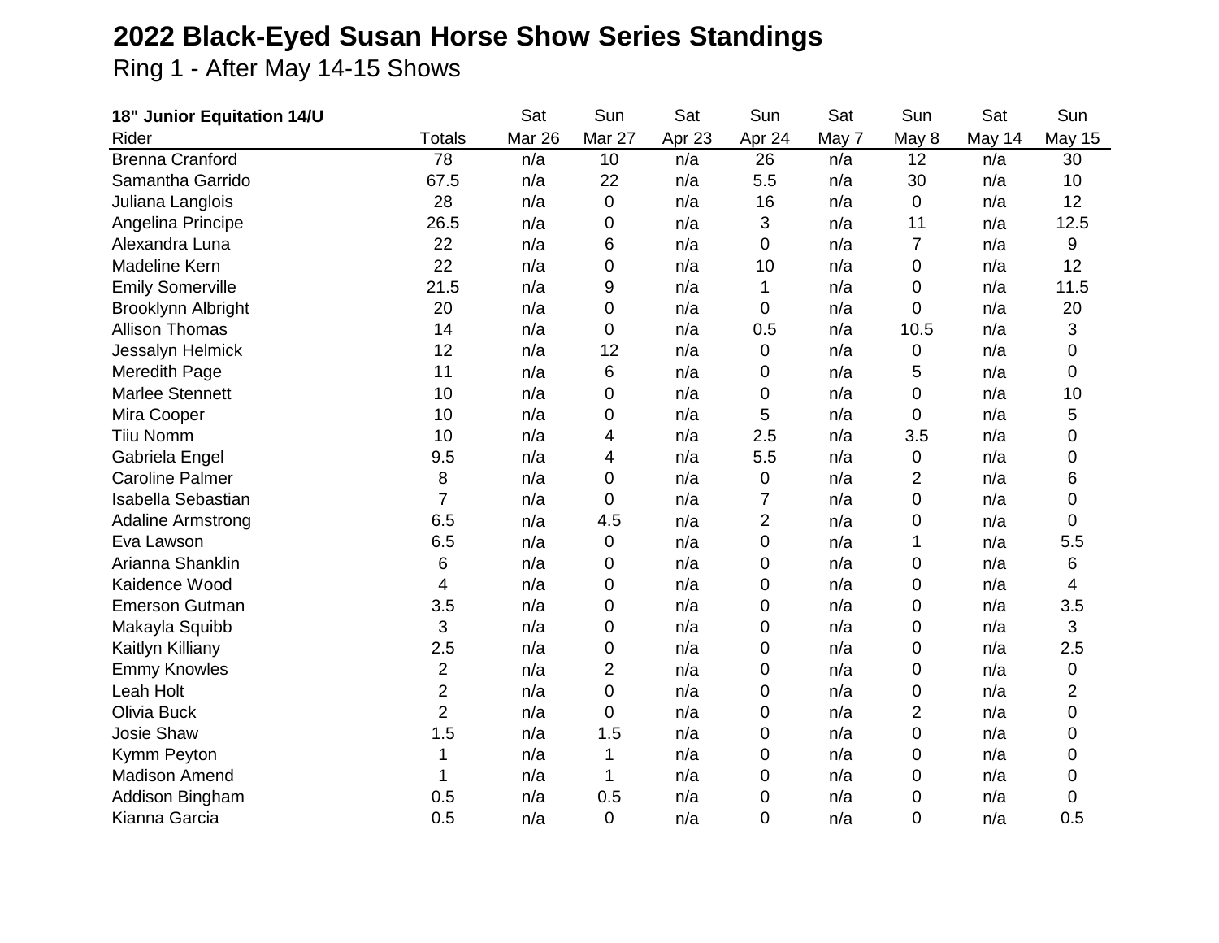# 2022 Black-Eyed Susan Horse Show Series Standings

Ring 1 - After May 14-15 Shows

| 18" Junior Equitation 14/U | | Sat | Sun | Sat | Sun | Sat | Sun | Sat | Sun |
|---|---|---|---|---|---|---|---|---|---|
| Rider | Totals | Mar 26 | Mar 27 | Apr 23 | Apr 24 | May 7 | May 8 | May 14 | May 15 |
| Brenna Cranford | 78 | n/a | 10 | n/a | 26 | n/a | 12 | n/a | 30 |
| Samantha Garrido | 67.5 | n/a | 22 | n/a | 5.5 | n/a | 30 | n/a | 10 |
| Juliana Langlois | 28 | n/a | 0 | n/a | 16 | n/a | 0 | n/a | 12 |
| Angelina Principe | 26.5 | n/a | 0 | n/a | 3 | n/a | 11 | n/a | 12.5 |
| Alexandra Luna | 22 | n/a | 6 | n/a | 0 | n/a | 7 | n/a | 9 |
| Madeline Kern | 22 | n/a | 0 | n/a | 10 | n/a | 0 | n/a | 12 |
| Emily Somerville | 21.5 | n/a | 9 | n/a | 1 | n/a | 0 | n/a | 11.5 |
| Brooklynn Albright | 20 | n/a | 0 | n/a | 0 | n/a | 0 | n/a | 20 |
| Allison Thomas | 14 | n/a | 0 | n/a | 0.5 | n/a | 10.5 | n/a | 3 |
| Jessalyn Helmick | 12 | n/a | 12 | n/a | 0 | n/a | 0 | n/a | 0 |
| Meredith Page | 11 | n/a | 6 | n/a | 0 | n/a | 5 | n/a | 0 |
| Marlee Stennett | 10 | n/a | 0 | n/a | 0 | n/a | 0 | n/a | 10 |
| Mira Cooper | 10 | n/a | 0 | n/a | 5 | n/a | 0 | n/a | 5 |
| Tiiu Nomm | 10 | n/a | 4 | n/a | 2.5 | n/a | 3.5 | n/a | 0 |
| Gabriela Engel | 9.5 | n/a | 4 | n/a | 5.5 | n/a | 0 | n/a | 0 |
| Caroline Palmer | 8 | n/a | 0 | n/a | 0 | n/a | 2 | n/a | 6 |
| Isabella Sebastian | 7 | n/a | 0 | n/a | 7 | n/a | 0 | n/a | 0 |
| Adaline Armstrong | 6.5 | n/a | 4.5 | n/a | 2 | n/a | 0 | n/a | 0 |
| Eva Lawson | 6.5 | n/a | 0 | n/a | 0 | n/a | 1 | n/a | 5.5 |
| Arianna Shanklin | 6 | n/a | 0 | n/a | 0 | n/a | 0 | n/a | 6 |
| Kaidence Wood | 4 | n/a | 0 | n/a | 0 | n/a | 0 | n/a | 4 |
| Emerson Gutman | 3.5 | n/a | 0 | n/a | 0 | n/a | 0 | n/a | 3.5 |
| Makayla Squibb | 3 | n/a | 0 | n/a | 0 | n/a | 0 | n/a | 3 |
| Kaitlyn Killiany | 2.5 | n/a | 0 | n/a | 0 | n/a | 0 | n/a | 2.5 |
| Emmy Knowles | 2 | n/a | 2 | n/a | 0 | n/a | 0 | n/a | 0 |
| Leah Holt | 2 | n/a | 0 | n/a | 0 | n/a | 0 | n/a | 2 |
| Olivia Buck | 2 | n/a | 0 | n/a | 0 | n/a | 2 | n/a | 0 |
| Josie Shaw | 1.5 | n/a | 1.5 | n/a | 0 | n/a | 0 | n/a | 0 |
| Kymm Peyton | 1 | n/a | 1 | n/a | 0 | n/a | 0 | n/a | 0 |
| Madison Amend | 1 | n/a | 1 | n/a | 0 | n/a | 0 | n/a | 0 |
| Addison Bingham | 0.5 | n/a | 0.5 | n/a | 0 | n/a | 0 | n/a | 0 |
| Kianna Garcia | 0.5 | n/a | 0 | n/a | 0 | n/a | 0 | n/a | 0.5 |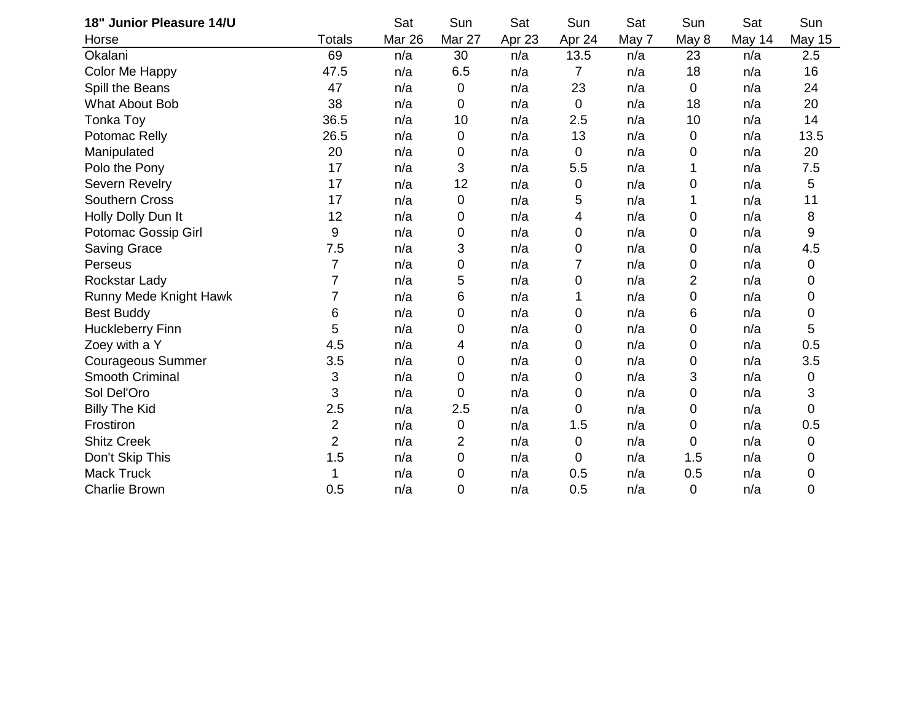| 18" Junior Pleasure 14/U | | Sat | Sun | Sat | Sun | Sat | Sun | Sat | Sun |
|---|---|---|---|---|---|---|---|---|---|
| Horse | Totals | Mar 26 | Mar 27 | Apr 23 | Apr 24 | May 7 | May 8 | May 14 | May 15 |
| Okalani | 69 | n/a | 30 | n/a | 13.5 | n/a | 23 | n/a | 2.5 |
| Color Me Happy | 47.5 | n/a | 6.5 | n/a | 7 | n/a | 18 | n/a | 16 |
| Spill the Beans | 47 | n/a | 0 | n/a | 23 | n/a | 0 | n/a | 24 |
| What About Bob | 38 | n/a | 0 | n/a | 0 | n/a | 18 | n/a | 20 |
| Tonka Toy | 36.5 | n/a | 10 | n/a | 2.5 | n/a | 10 | n/a | 14 |
| Potomac Relly | 26.5 | n/a | 0 | n/a | 13 | n/a | 0 | n/a | 13.5 |
| Manipulated | 20 | n/a | 0 | n/a | 0 | n/a | 0 | n/a | 20 |
| Polo the Pony | 17 | n/a | 3 | n/a | 5.5 | n/a | 1 | n/a | 7.5 |
| Severn Revelry | 17 | n/a | 12 | n/a | 0 | n/a | 0 | n/a | 5 |
| Southern Cross | 17 | n/a | 0 | n/a | 5 | n/a | 1 | n/a | 11 |
| Holly Dolly Dun It | 12 | n/a | 0 | n/a | 4 | n/a | 0 | n/a | 8 |
| Potomac Gossip Girl | 9 | n/a | 0 | n/a | 0 | n/a | 0 | n/a | 9 |
| Saving Grace | 7.5 | n/a | 3 | n/a | 0 | n/a | 0 | n/a | 4.5 |
| Perseus | 7 | n/a | 0 | n/a | 7 | n/a | 0 | n/a | 0 |
| Rockstar Lady | 7 | n/a | 5 | n/a | 0 | n/a | 2 | n/a | 0 |
| Runny Mede Knight Hawk | 7 | n/a | 6 | n/a | 1 | n/a | 0 | n/a | 0 |
| Best Buddy | 6 | n/a | 0 | n/a | 0 | n/a | 6 | n/a | 0 |
| Huckleberry Finn | 5 | n/a | 0 | n/a | 0 | n/a | 0 | n/a | 5 |
| Zoey with a Y | 4.5 | n/a | 4 | n/a | 0 | n/a | 0 | n/a | 0.5 |
| Courageous Summer | 3.5 | n/a | 0 | n/a | 0 | n/a | 0 | n/a | 3.5 |
| Smooth Criminal | 3 | n/a | 0 | n/a | 0 | n/a | 3 | n/a | 0 |
| Sol Del'Oro | 3 | n/a | 0 | n/a | 0 | n/a | 0 | n/a | 3 |
| Billy The Kid | 2.5 | n/a | 2.5 | n/a | 0 | n/a | 0 | n/a | 0 |
| Frostiron | 2 | n/a | 0 | n/a | 1.5 | n/a | 0 | n/a | 0.5 |
| Shitz Creek | 2 | n/a | 2 | n/a | 0 | n/a | 0 | n/a | 0 |
| Don't Skip This | 1.5 | n/a | 0 | n/a | 0 | n/a | 1.5 | n/a | 0 |
| Mack Truck | 1 | n/a | 0 | n/a | 0.5 | n/a | 0.5 | n/a | 0 |
| Charlie Brown | 0.5 | n/a | 0 | n/a | 0.5 | n/a | 0 | n/a | 0 |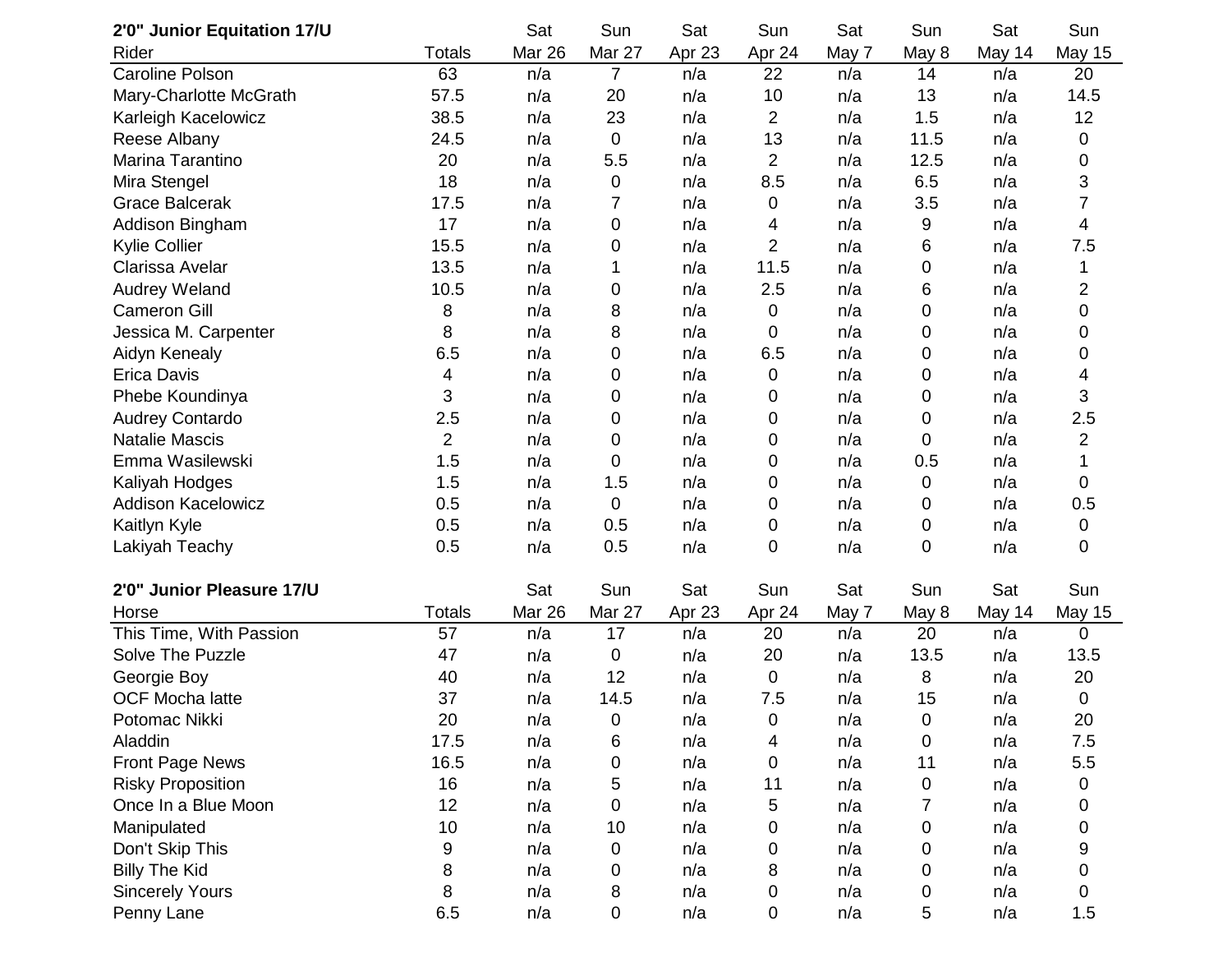| 2'0" Junior Equitation 17/U | | Sat | Sun | Sat | Sun | Sat | Sun | Sat | Sun |
|---|---|---|---|---|---|---|---|---|---|
| Rider | Totals | Mar 26 | Mar 27 | Apr 23 | Apr 24 | May 7 | May 8 | May 14 | May 15 |
| Caroline Polson | 63 | n/a | 7 | n/a | 22 | n/a | 14 | n/a | 20 |
| Mary-Charlotte McGrath | 57.5 | n/a | 20 | n/a | 10 | n/a | 13 | n/a | 14.5 |
| Karleigh Kacelowicz | 38.5 | n/a | 23 | n/a | 2 | n/a | 1.5 | n/a | 12 |
| Reese Albany | 24.5 | n/a | 0 | n/a | 13 | n/a | 11.5 | n/a | 0 |
| Marina Tarantino | 20 | n/a | 5.5 | n/a | 2 | n/a | 12.5 | n/a | 0 |
| Mira Stengel | 18 | n/a | 0 | n/a | 8.5 | n/a | 6.5 | n/a | 3 |
| Grace Balcerak | 17.5 | n/a | 7 | n/a | 0 | n/a | 3.5 | n/a | 7 |
| Addison Bingham | 17 | n/a | 0 | n/a | 4 | n/a | 9 | n/a | 4 |
| Kylie Collier | 15.5 | n/a | 0 | n/a | 2 | n/a | 6 | n/a | 7.5 |
| Clarissa Avelar | 13.5 | n/a | 1 | n/a | 11.5 | n/a | 0 | n/a | 1 |
| Audrey Weland | 10.5 | n/a | 0 | n/a | 2.5 | n/a | 6 | n/a | 2 |
| Cameron Gill | 8 | n/a | 8 | n/a | 0 | n/a | 0 | n/a | 0 |
| Jessica M. Carpenter | 8 | n/a | 8 | n/a | 0 | n/a | 0 | n/a | 0 |
| Aidyn Kenealy | 6.5 | n/a | 0 | n/a | 6.5 | n/a | 0 | n/a | 0 |
| Erica Davis | 4 | n/a | 0 | n/a | 0 | n/a | 0 | n/a | 4 |
| Phebe Koundinya | 3 | n/a | 0 | n/a | 0 | n/a | 0 | n/a | 3 |
| Audrey Contardo | 2.5 | n/a | 0 | n/a | 0 | n/a | 0 | n/a | 2.5 |
| Natalie Mascis | 2 | n/a | 0 | n/a | 0 | n/a | 0 | n/a | 2 |
| Emma Wasilewski | 1.5 | n/a | 0 | n/a | 0 | n/a | 0.5 | n/a | 1 |
| Kaliyah Hodges | 1.5 | n/a | 1.5 | n/a | 0 | n/a | 0 | n/a | 0 |
| Addison Kacelowicz | 0.5 | n/a | 0 | n/a | 0 | n/a | 0 | n/a | 0.5 |
| Kaitlyn Kyle | 0.5 | n/a | 0.5 | n/a | 0 | n/a | 0 | n/a | 0 |
| Lakiyah Teachy | 0.5 | n/a | 0.5 | n/a | 0 | n/a | 0 | n/a | 0 |

| 2'0" Junior Pleasure 17/U | | Sat | Sun | Sat | Sun | Sat | Sun | Sat | Sun |
|---|---|---|---|---|---|---|---|---|---|
| Horse | Totals | Mar 26 | Mar 27 | Apr 23 | Apr 24 | May 7 | May 8 | May 14 | May 15 |
| This Time, With Passion | 57 | n/a | 17 | n/a | 20 | n/a | 20 | n/a | 0 |
| Solve The Puzzle | 47 | n/a | 0 | n/a | 20 | n/a | 13.5 | n/a | 13.5 |
| Georgie Boy | 40 | n/a | 12 | n/a | 0 | n/a | 8 | n/a | 20 |
| OCF Mocha latte | 37 | n/a | 14.5 | n/a | 7.5 | n/a | 15 | n/a | 0 |
| Potomac Nikki | 20 | n/a | 0 | n/a | 0 | n/a | 0 | n/a | 20 |
| Aladdin | 17.5 | n/a | 6 | n/a | 4 | n/a | 0 | n/a | 7.5 |
| Front Page News | 16.5 | n/a | 0 | n/a | 0 | n/a | 11 | n/a | 5.5 |
| Risky Proposition | 16 | n/a | 5 | n/a | 11 | n/a | 0 | n/a | 0 |
| Once In a Blue Moon | 12 | n/a | 0 | n/a | 5 | n/a | 7 | n/a | 0 |
| Manipulated | 10 | n/a | 10 | n/a | 0 | n/a | 0 | n/a | 0 |
| Don't Skip This | 9 | n/a | 0 | n/a | 0 | n/a | 0 | n/a | 9 |
| Billy The Kid | 8 | n/a | 0 | n/a | 8 | n/a | 0 | n/a | 0 |
| Sincerely Yours | 8 | n/a | 8 | n/a | 0 | n/a | 0 | n/a | 0 |
| Penny Lane | 6.5 | n/a | 0 | n/a | 0 | n/a | 5 | n/a | 1.5 |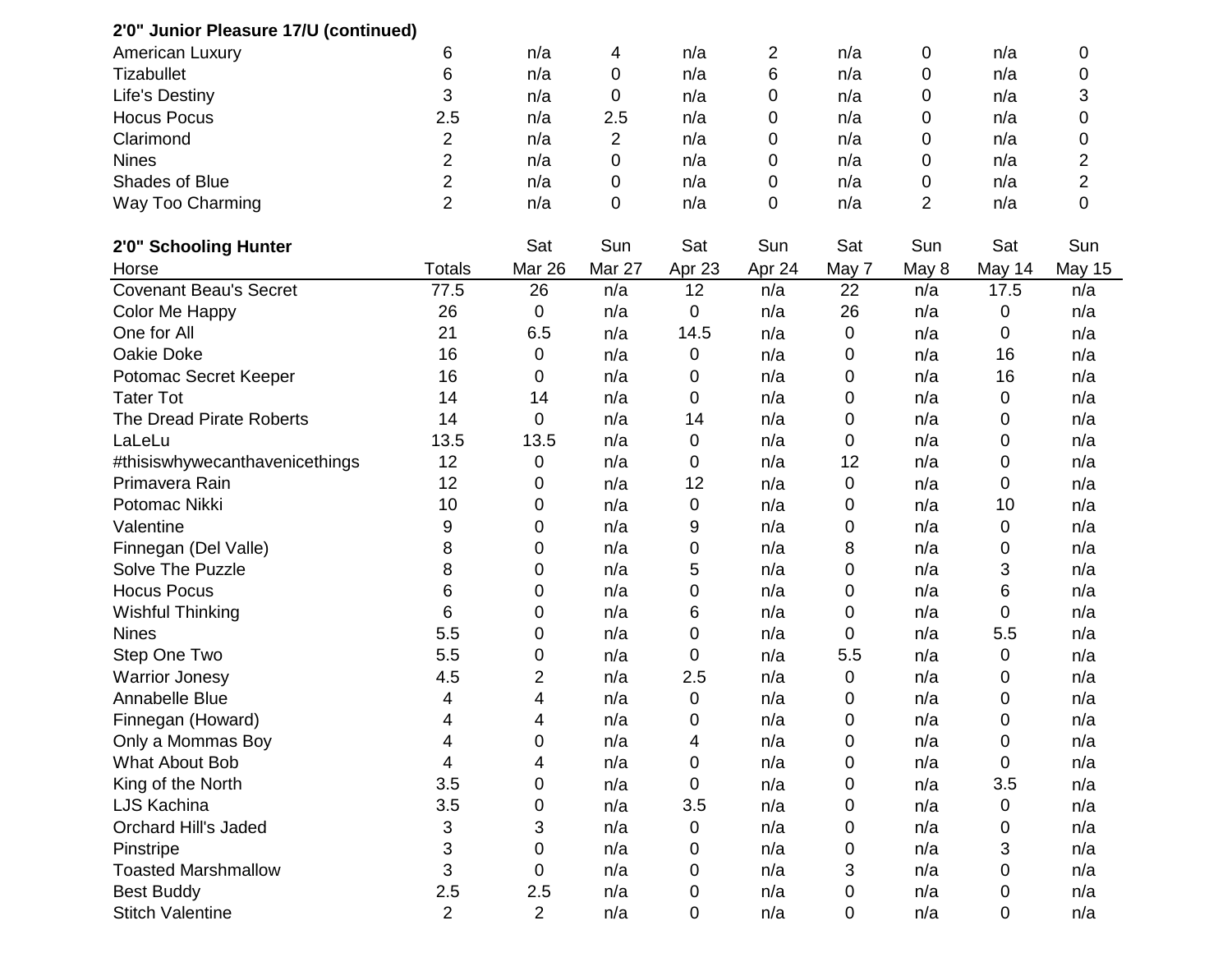**2'0" Junior Pleasure 17/U (continued)**

| | | | | | | | | | |
|---|---|---|---|---|---|---|---|---|---|
| American Luxury | 6 | n/a | 4 | n/a | 2 | n/a | 0 | n/a | 0 |
| Tizabullet | 6 | n/a | 0 | n/a | 6 | n/a | 0 | n/a | 0 |
| Life's Destiny | 3 | n/a | 0 | n/a | 0 | n/a | 0 | n/a | 3 |
| Hocus Pocus | 2.5 | n/a | 2.5 | n/a | 0 | n/a | 0 | n/a | 0 |
| Clarimond | 2 | n/a | 2 | n/a | 0 | n/a | 0 | n/a | 0 |
| Nines | 2 | n/a | 0 | n/a | 0 | n/a | 0 | n/a | 2 |
| Shades of Blue | 2 | n/a | 0 | n/a | 0 | n/a | 0 | n/a | 2 |
| Way Too Charming | 2 | n/a | 0 | n/a | 0 | n/a | 2 | n/a | 0 |

**2'0" Schooling Hunter**

| Horse | Totals | Sat Mar 26 | Sun Mar 27 | Sat Apr 23 | Sun Apr 24 | Sat May 7 | Sun May 8 | Sat May 14 | Sun May 15 |
|---|---|---|---|---|---|---|---|---|---|
| Covenant Beau's Secret | 77.5 | 26 | n/a | 12 | n/a | 22 | n/a | 17.5 | n/a |
| Color Me Happy | 26 | 0 | n/a | 0 | n/a | 26 | n/a | 0 | n/a |
| One for All | 21 | 6.5 | n/a | 14.5 | n/a | 0 | n/a | 0 | n/a |
| Oakie Doke | 16 | 0 | n/a | 0 | n/a | 0 | n/a | 16 | n/a |
| Potomac Secret Keeper | 16 | 0 | n/a | 0 | n/a | 0 | n/a | 16 | n/a |
| Tater Tot | 14 | 14 | n/a | 0 | n/a | 0 | n/a | 0 | n/a |
| The Dread Pirate Roberts | 14 | 0 | n/a | 14 | n/a | 0 | n/a | 0 | n/a |
| LaLeLu | 13.5 | 13.5 | n/a | 0 | n/a | 0 | n/a | 0 | n/a |
| #thisiswhywecanthavenicethings | 12 | 0 | n/a | 0 | n/a | 12 | n/a | 0 | n/a |
| Primavera Rain | 12 | 0 | n/a | 12 | n/a | 0 | n/a | 0 | n/a |
| Potomac Nikki | 10 | 0 | n/a | 0 | n/a | 0 | n/a | 10 | n/a |
| Valentine | 9 | 0 | n/a | 9 | n/a | 0 | n/a | 0 | n/a |
| Finnegan (Del Valle) | 8 | 0 | n/a | 0 | n/a | 8 | n/a | 0 | n/a |
| Solve The Puzzle | 8 | 0 | n/a | 5 | n/a | 0 | n/a | 3 | n/a |
| Hocus Pocus | 6 | 0 | n/a | 0 | n/a | 0 | n/a | 6 | n/a |
| Wishful Thinking | 6 | 0 | n/a | 6 | n/a | 0 | n/a | 0 | n/a |
| Nines | 5.5 | 0 | n/a | 0 | n/a | 0 | n/a | 5.5 | n/a |
| Step One Two | 5.5 | 0 | n/a | 0 | n/a | 5.5 | n/a | 0 | n/a |
| Warrior Jonesy | 4.5 | 2 | n/a | 2.5 | n/a | 0 | n/a | 0 | n/a |
| Annabelle Blue | 4 | 4 | n/a | 0 | n/a | 0 | n/a | 0 | n/a |
| Finnegan (Howard) | 4 | 4 | n/a | 0 | n/a | 0 | n/a | 0 | n/a |
| Only a Mommas Boy | 4 | 0 | n/a | 4 | n/a | 0 | n/a | 0 | n/a |
| What About Bob | 4 | 4 | n/a | 0 | n/a | 0 | n/a | 0 | n/a |
| King of the North | 3.5 | 0 | n/a | 0 | n/a | 0 | n/a | 3.5 | n/a |
| LJS Kachina | 3.5 | 0 | n/a | 3.5 | n/a | 0 | n/a | 0 | n/a |
| Orchard Hill's Jaded | 3 | 3 | n/a | 0 | n/a | 0 | n/a | 0 | n/a |
| Pinstripe | 3 | 0 | n/a | 0 | n/a | 0 | n/a | 3 | n/a |
| Toasted Marshmallow | 3 | 0 | n/a | 0 | n/a | 3 | n/a | 0 | n/a |
| Best Buddy | 2.5 | 2.5 | n/a | 0 | n/a | 0 | n/a | 0 | n/a |
| Stitch Valentine | 2 | 2 | n/a | 0 | n/a | 0 | n/a | 0 | n/a |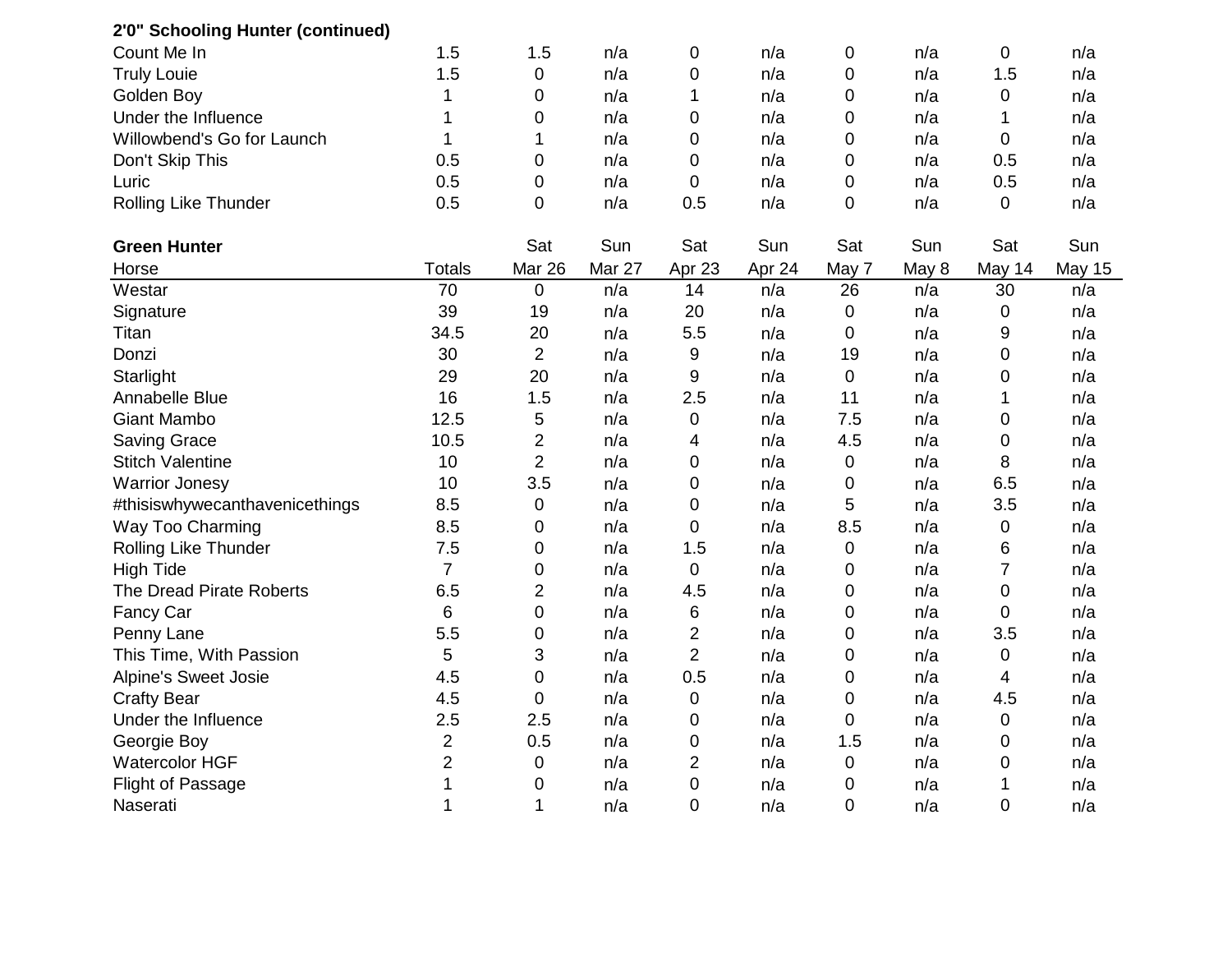**2'0" Schooling Hunter (continued)**

| | | | | | | | | | |
|---|---|---|---|---|---|---|---|---|---|
| Count Me In | 1.5 | 1.5 | n/a | 0 | n/a | 0 | n/a | 0 | n/a |
| Truly Louie | 1.5 | 0 | n/a | 0 | n/a | 0 | n/a | 1.5 | n/a |
| Golden Boy | 1 | 0 | n/a | 1 | n/a | 0 | n/a | 0 | n/a |
| Under the Influence | 1 | 0 | n/a | 0 | n/a | 0 | n/a | 1 | n/a |
| Willowbend's Go for Launch | 1 | 1 | n/a | 0 | n/a | 0 | n/a | 0 | n/a |
| Don't Skip This | 0.5 | 0 | n/a | 0 | n/a | 0 | n/a | 0.5 | n/a |
| Luric | 0.5 | 0 | n/a | 0 | n/a | 0 | n/a | 0.5 | n/a |
| Rolling Like Thunder | 0.5 | 0 | n/a | 0.5 | n/a | 0 | n/a | 0 | n/a |

**Green Hunter**

| Horse | Totals | Sat Mar 26 | Sun Mar 27 | Sat Apr 23 | Sun Apr 24 | Sat May 7 | Sun May 8 | Sat May 14 | Sun May 15 |
|---|---|---|---|---|---|---|---|---|---|
| Westar | 70 | 0 | n/a | 14 | n/a | 26 | n/a | 30 | n/a |
| Signature | 39 | 19 | n/a | 20 | n/a | 0 | n/a | 0 | n/a |
| Titan | 34.5 | 20 | n/a | 5.5 | n/a | 0 | n/a | 9 | n/a |
| Donzi | 30 | 2 | n/a | 9 | n/a | 19 | n/a | 0 | n/a |
| Starlight | 29 | 20 | n/a | 9 | n/a | 0 | n/a | 0 | n/a |
| Annabelle Blue | 16 | 1.5 | n/a | 2.5 | n/a | 11 | n/a | 1 | n/a |
| Giant Mambo | 12.5 | 5 | n/a | 0 | n/a | 7.5 | n/a | 0 | n/a |
| Saving Grace | 10.5 | 2 | n/a | 4 | n/a | 4.5 | n/a | 0 | n/a |
| Stitch Valentine | 10 | 2 | n/a | 0 | n/a | 0 | n/a | 8 | n/a |
| Warrior Jonesy | 10 | 3.5 | n/a | 0 | n/a | 0 | n/a | 6.5 | n/a |
| #thisiswhywecanthavenicethings | 8.5 | 0 | n/a | 0 | n/a | 5 | n/a | 3.5 | n/a |
| Way Too Charming | 8.5 | 0 | n/a | 0 | n/a | 8.5 | n/a | 0 | n/a |
| Rolling Like Thunder | 7.5 | 0 | n/a | 1.5 | n/a | 0 | n/a | 6 | n/a |
| High Tide | 7 | 0 | n/a | 0 | n/a | 0 | n/a | 7 | n/a |
| The Dread Pirate Roberts | 6.5 | 2 | n/a | 4.5 | n/a | 0 | n/a | 0 | n/a |
| Fancy Car | 6 | 0 | n/a | 6 | n/a | 0 | n/a | 0 | n/a |
| Penny Lane | 5.5 | 0 | n/a | 2 | n/a | 0 | n/a | 3.5 | n/a |
| This Time, With Passion | 5 | 3 | n/a | 2 | n/a | 0 | n/a | 0 | n/a |
| Alpine's Sweet Josie | 4.5 | 0 | n/a | 0.5 | n/a | 0 | n/a | 4 | n/a |
| Crafty Bear | 4.5 | 0 | n/a | 0 | n/a | 0 | n/a | 4.5 | n/a |
| Under the Influence | 2.5 | 2.5 | n/a | 0 | n/a | 0 | n/a | 0 | n/a |
| Georgie Boy | 2 | 0.5 | n/a | 0 | n/a | 1.5 | n/a | 0 | n/a |
| Watercolor HGF | 2 | 0 | n/a | 2 | n/a | 0 | n/a | 0 | n/a |
| Flight of Passage | 1 | 0 | n/a | 0 | n/a | 0 | n/a | 1 | n/a |
| Naserati | 1 | 1 | n/a | 0 | n/a | 0 | n/a | 0 | n/a |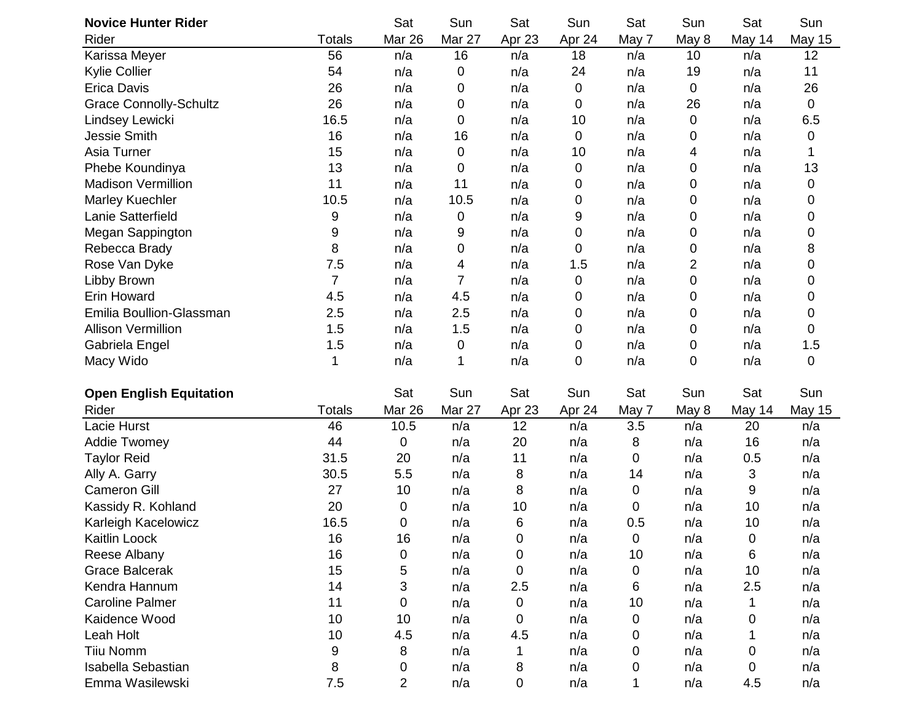**Novice Hunter Rider**

| Rider | Totals | Sat Mar 26 | Sun Mar 27 | Sat Apr 23 | Sun Apr 24 | Sat May 7 | Sun May 8 | Sat May 14 | Sun May 15 |
|---|---|---|---|---|---|---|---|---|---|
| Karissa Meyer | 56 | n/a | 16 | n/a | 18 | n/a | 10 | n/a | 12 |
| Kylie Collier | 54 | n/a | 0 | n/a | 24 | n/a | 19 | n/a | 11 |
| Erica Davis | 26 | n/a | 0 | n/a | 0 | n/a | 0 | n/a | 26 |
| Grace Connolly-Schultz | 26 | n/a | 0 | n/a | 0 | n/a | 26 | n/a | 0 |
| Lindsey Lewicki | 16.5 | n/a | 0 | n/a | 10 | n/a | 0 | n/a | 6.5 |
| Jessie Smith | 16 | n/a | 16 | n/a | 0 | n/a | 0 | n/a | 0 |
| Asia Turner | 15 | n/a | 0 | n/a | 10 | n/a | 4 | n/a | 1 |
| Phebe Koundinya | 13 | n/a | 0 | n/a | 0 | n/a | 0 | n/a | 13 |
| Madison Vermillion | 11 | n/a | 11 | n/a | 0 | n/a | 0 | n/a | 0 |
| Marley Kuechler | 10.5 | n/a | 10.5 | n/a | 0 | n/a | 0 | n/a | 0 |
| Lanie Satterfield | 9 | n/a | 0 | n/a | 9 | n/a | 0 | n/a | 0 |
| Megan Sappington | 9 | n/a | 9 | n/a | 0 | n/a | 0 | n/a | 0 |
| Rebecca Brady | 8 | n/a | 0 | n/a | 0 | n/a | 0 | n/a | 8 |
| Rose Van Dyke | 7.5 | n/a | 4 | n/a | 1.5 | n/a | 2 | n/a | 0 |
| Libby Brown | 7 | n/a | 7 | n/a | 0 | n/a | 0 | n/a | 0 |
| Erin Howard | 4.5 | n/a | 4.5 | n/a | 0 | n/a | 0 | n/a | 0 |
| Emilia Boullion-Glassman | 2.5 | n/a | 2.5 | n/a | 0 | n/a | 0 | n/a | 0 |
| Allison Vermillion | 1.5 | n/a | 1.5 | n/a | 0 | n/a | 0 | n/a | 0 |
| Gabriela Engel | 1.5 | n/a | 0 | n/a | 0 | n/a | 0 | n/a | 1.5 |
| Macy Wido | 1 | n/a | 1 | n/a | 0 | n/a | 0 | n/a | 0 |

**Open English Equitation**

| Rider | Totals | Sat Mar 26 | Sun Mar 27 | Sat Apr 23 | Sun Apr 24 | Sat May 7 | Sun May 8 | Sat May 14 | Sun May 15 |
|---|---|---|---|---|---|---|---|---|---|
| Lacie Hurst | 46 | 10.5 | n/a | 12 | n/a | 3.5 | n/a | 20 | n/a |
| Addie Twomey | 44 | 0 | n/a | 20 | n/a | 8 | n/a | 16 | n/a |
| Taylor Reid | 31.5 | 20 | n/a | 11 | n/a | 0 | n/a | 0.5 | n/a |
| Ally A. Garry | 30.5 | 5.5 | n/a | 8 | n/a | 14 | n/a | 3 | n/a |
| Cameron Gill | 27 | 10 | n/a | 8 | n/a | 0 | n/a | 9 | n/a |
| Kassidy R. Kohland | 20 | 0 | n/a | 10 | n/a | 0 | n/a | 10 | n/a |
| Karleigh Kacelowicz | 16.5 | 0 | n/a | 6 | n/a | 0.5 | n/a | 10 | n/a |
| Kaitlin Loock | 16 | 16 | n/a | 0 | n/a | 0 | n/a | 0 | n/a |
| Reese Albany | 16 | 0 | n/a | 0 | n/a | 10 | n/a | 6 | n/a |
| Grace Balcerak | 15 | 5 | n/a | 0 | n/a | 0 | n/a | 10 | n/a |
| Kendra Hannum | 14 | 3 | n/a | 2.5 | n/a | 6 | n/a | 2.5 | n/a |
| Caroline Palmer | 11 | 0 | n/a | 0 | n/a | 10 | n/a | 1 | n/a |
| Kaidence Wood | 10 | 10 | n/a | 0 | n/a | 0 | n/a | 0 | n/a |
| Leah Holt | 10 | 4.5 | n/a | 4.5 | n/a | 0 | n/a | 1 | n/a |
| Tiiu Nomm | 9 | 8 | n/a | 1 | n/a | 0 | n/a | 0 | n/a |
| Isabella Sebastian | 8 | 0 | n/a | 8 | n/a | 0 | n/a | 0 | n/a |
| Emma Wasilewski | 7.5 | 2 | n/a | 0 | n/a | 1 | n/a | 4.5 | n/a |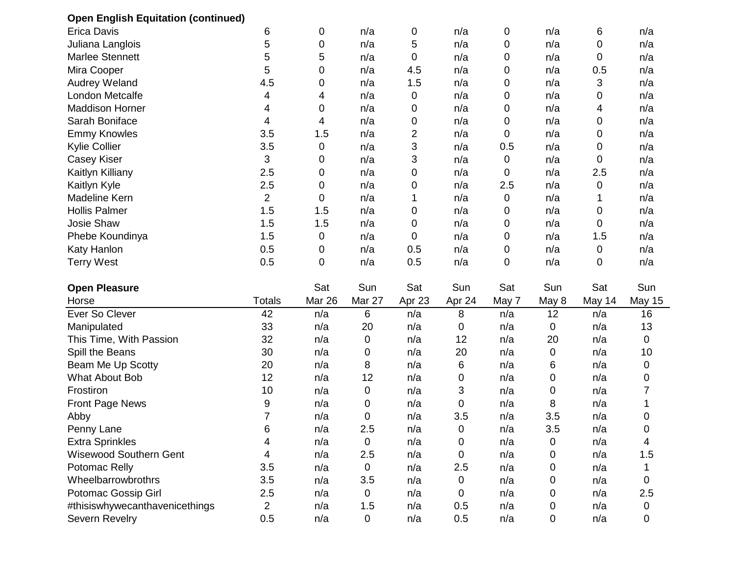**Open English Equitation (continued)**

| | | | | | | | | | |
|---|---|---|---|---|---|---|---|---|---|
| Erica Davis | 6 | 0 | n/a | 0 | n/a | 0 | n/a | 6 | n/a |
| Juliana Langlois | 5 | 0 | n/a | 5 | n/a | 0 | n/a | 0 | n/a |
| Marlee Stennett | 5 | 5 | n/a | 0 | n/a | 0 | n/a | 0 | n/a |
| Mira Cooper | 5 | 0 | n/a | 4.5 | n/a | 0 | n/a | 0.5 | n/a |
| Audrey Weland | 4.5 | 0 | n/a | 1.5 | n/a | 0 | n/a | 3 | n/a |
| London Metcalfe | 4 | 4 | n/a | 0 | n/a | 0 | n/a | 0 | n/a |
| Maddison Horner | 4 | 0 | n/a | 0 | n/a | 0 | n/a | 4 | n/a |
| Sarah Boniface | 4 | 4 | n/a | 0 | n/a | 0 | n/a | 0 | n/a |
| Emmy Knowles | 3.5 | 1.5 | n/a | 2 | n/a | 0 | n/a | 0 | n/a |
| Kylie Collier | 3.5 | 0 | n/a | 3 | n/a | 0.5 | n/a | 0 | n/a |
| Casey Kiser | 3 | 0 | n/a | 3 | n/a | 0 | n/a | 0 | n/a |
| Kaitlyn Killiany | 2.5 | 0 | n/a | 0 | n/a | 0 | n/a | 2.5 | n/a |
| Kaitlyn Kyle | 2.5 | 0 | n/a | 0 | n/a | 2.5 | n/a | 0 | n/a |
| Madeline Kern | 2 | 0 | n/a | 1 | n/a | 0 | n/a | 1 | n/a |
| Hollis Palmer | 1.5 | 1.5 | n/a | 0 | n/a | 0 | n/a | 0 | n/a |
| Josie Shaw | 1.5 | 1.5 | n/a | 0 | n/a | 0 | n/a | 0 | n/a |
| Phebe Koundinya | 1.5 | 0 | n/a | 0 | n/a | 0 | n/a | 1.5 | n/a |
| Katy Hanlon | 0.5 | 0 | n/a | 0.5 | n/a | 0 | n/a | 0 | n/a |
| Terry West | 0.5 | 0 | n/a | 0.5 | n/a | 0 | n/a | 0 | n/a |

**Open Pleasure**

| Horse | Totals | Sat Mar 26 | Sun Mar 27 | Sat Apr 23 | Sun Apr 24 | Sat May 7 | Sun May 8 | Sat May 14 | Sun May 15 |
|---|---|---|---|---|---|---|---|---|---|
| Ever So Clever | 42 | n/a | 6 | n/a | 8 | n/a | 12 | n/a | 16 |
| Manipulated | 33 | n/a | 20 | n/a | 0 | n/a | 0 | n/a | 13 |
| This Time, With Passion | 32 | n/a | 0 | n/a | 12 | n/a | 20 | n/a | 0 |
| Spill the Beans | 30 | n/a | 0 | n/a | 20 | n/a | 0 | n/a | 10 |
| Beam Me Up Scotty | 20 | n/a | 8 | n/a | 6 | n/a | 6 | n/a | 0 |
| What About Bob | 12 | n/a | 12 | n/a | 0 | n/a | 0 | n/a | 0 |
| Frostiron | 10 | n/a | 0 | n/a | 3 | n/a | 0 | n/a | 7 |
| Front Page News | 9 | n/a | 0 | n/a | 0 | n/a | 8 | n/a | 1 |
| Abby | 7 | n/a | 0 | n/a | 3.5 | n/a | 3.5 | n/a | 0 |
| Penny Lane | 6 | n/a | 2.5 | n/a | 0 | n/a | 3.5 | n/a | 0 |
| Extra Sprinkles | 4 | n/a | 0 | n/a | 0 | n/a | 0 | n/a | 4 |
| Wisewood Southern Gent | 4 | n/a | 2.5 | n/a | 0 | n/a | 0 | n/a | 1.5 |
| Potomac Relly | 3.5 | n/a | 0 | n/a | 2.5 | n/a | 0 | n/a | 1 |
| Wheelbarrowbrothrs | 3.5 | n/a | 3.5 | n/a | 0 | n/a | 0 | n/a | 0 |
| Potomac Gossip Girl | 2.5 | n/a | 0 | n/a | 0 | n/a | 0 | n/a | 2.5 |
| #thisiswhywecanthavenicethings | 2 | n/a | 1.5 | n/a | 0.5 | n/a | 0 | n/a | 0 |
| Severn Revelry | 0.5 | n/a | 0 | n/a | 0.5 | n/a | 0 | n/a | 0 |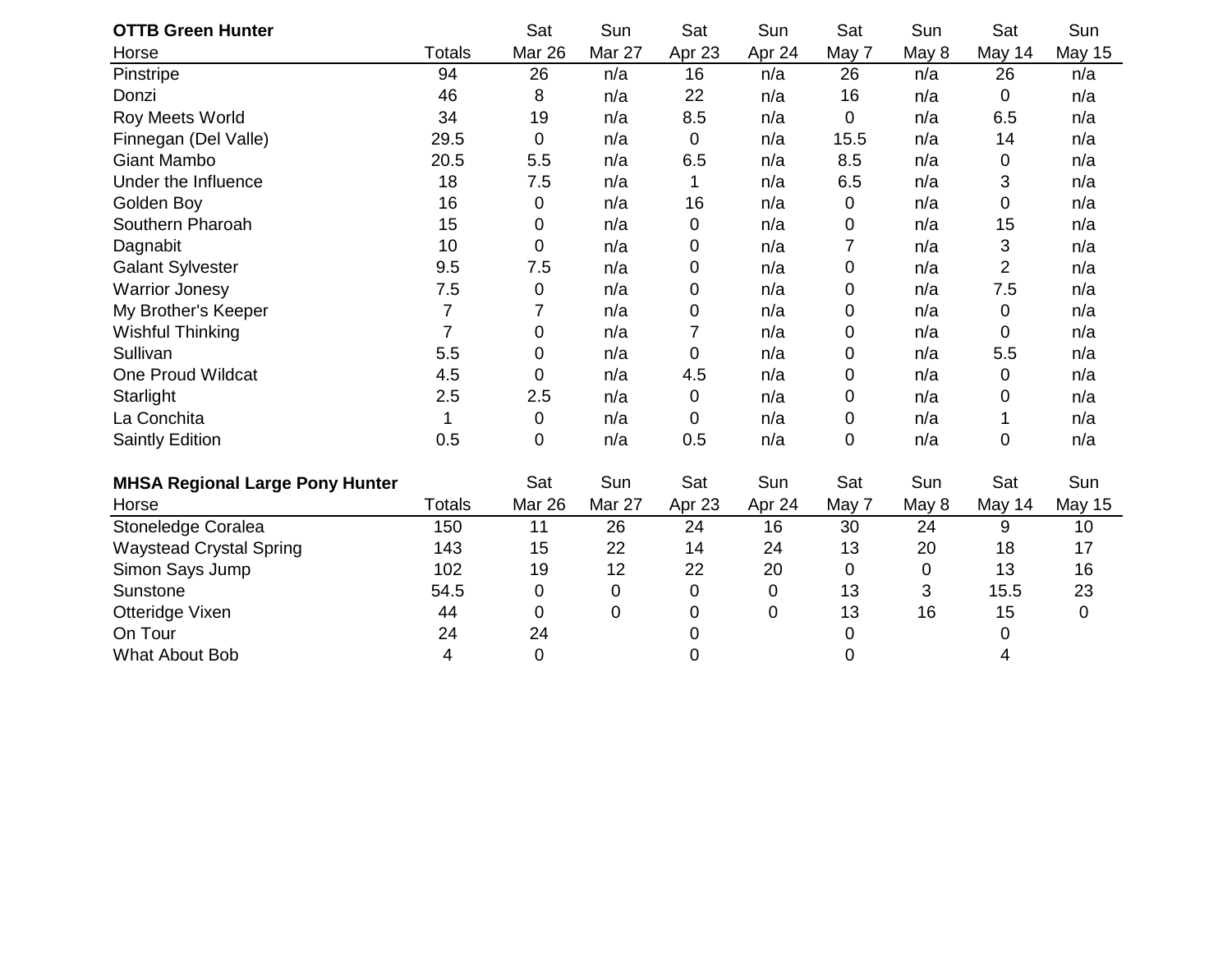**OTTB Green Hunter**

| Horse | Totals | Sat Mar 26 | Sun Mar 27 | Sat Apr 23 | Sun Apr 24 | Sat May 7 | Sun May 8 | Sat May 14 | Sun May 15 |
|---|---|---|---|---|---|---|---|---|---|
| Pinstripe | 94 | 26 | n/a | 16 | n/a | 26 | n/a | 26 | n/a |
| Donzi | 46 | 8 | n/a | 22 | n/a | 16 | n/a | 0 | n/a |
| Roy Meets World | 34 | 19 | n/a | 8.5 | n/a | 0 | n/a | 6.5 | n/a |
| Finnegan (Del Valle) | 29.5 | 0 | n/a | 0 | n/a | 15.5 | n/a | 14 | n/a |
| Giant Mambo | 20.5 | 5.5 | n/a | 6.5 | n/a | 8.5 | n/a | 0 | n/a |
| Under the Influence | 18 | 7.5 | n/a | 1 | n/a | 6.5 | n/a | 3 | n/a |
| Golden Boy | 16 | 0 | n/a | 16 | n/a | 0 | n/a | 0 | n/a |
| Southern Pharoah | 15 | 0 | n/a | 0 | n/a | 0 | n/a | 15 | n/a |
| Dagnabit | 10 | 0 | n/a | 0 | n/a | 7 | n/a | 3 | n/a |
| Galant Sylvester | 9.5 | 7.5 | n/a | 0 | n/a | 0 | n/a | 2 | n/a |
| Warrior Jonesy | 7.5 | 0 | n/a | 0 | n/a | 0 | n/a | 7.5 | n/a |
| My Brother's Keeper | 7 | 7 | n/a | 0 | n/a | 0 | n/a | 0 | n/a |
| Wishful Thinking | 7 | 0 | n/a | 7 | n/a | 0 | n/a | 0 | n/a |
| Sullivan | 5.5 | 0 | n/a | 0 | n/a | 0 | n/a | 5.5 | n/a |
| One Proud Wildcat | 4.5 | 0 | n/a | 4.5 | n/a | 0 | n/a | 0 | n/a |
| Starlight | 2.5 | 2.5 | n/a | 0 | n/a | 0 | n/a | 0 | n/a |
| La Conchita | 1 | 0 | n/a | 0 | n/a | 0 | n/a | 1 | n/a |
| Saintly Edition | 0.5 | 0 | n/a | 0.5 | n/a | 0 | n/a | 0 | n/a |

**MHSA Regional Large Pony Hunter**

| Horse | Totals | Sat Mar 26 | Sun Mar 27 | Sat Apr 23 | Sun Apr 24 | Sat May 7 | Sun May 8 | Sat May 14 | Sun May 15 |
|---|---|---|---|---|---|---|---|---|---|
| Stoneledge Coralea | 150 | 11 | 26 | 24 | 16 | 30 | 24 | 9 | 10 |
| Waystead Crystal Spring | 143 | 15 | 22 | 14 | 24 | 13 | 20 | 18 | 17 |
| Simon Says Jump | 102 | 19 | 12 | 22 | 20 | 0 | 0 | 13 | 16 |
| Sunstone | 54.5 | 0 | 0 | 0 | 0 | 13 | 3 | 15.5 | 23 |
| Otteridge Vixen | 44 | 0 | 0 | 0 | 0 | 13 | 16 | 15 | 0 |
| On Tour | 24 | 24 | | 0 | | 0 | | 0 | |
| What About Bob | 4 | 0 | | 0 | | 0 | | 4 | |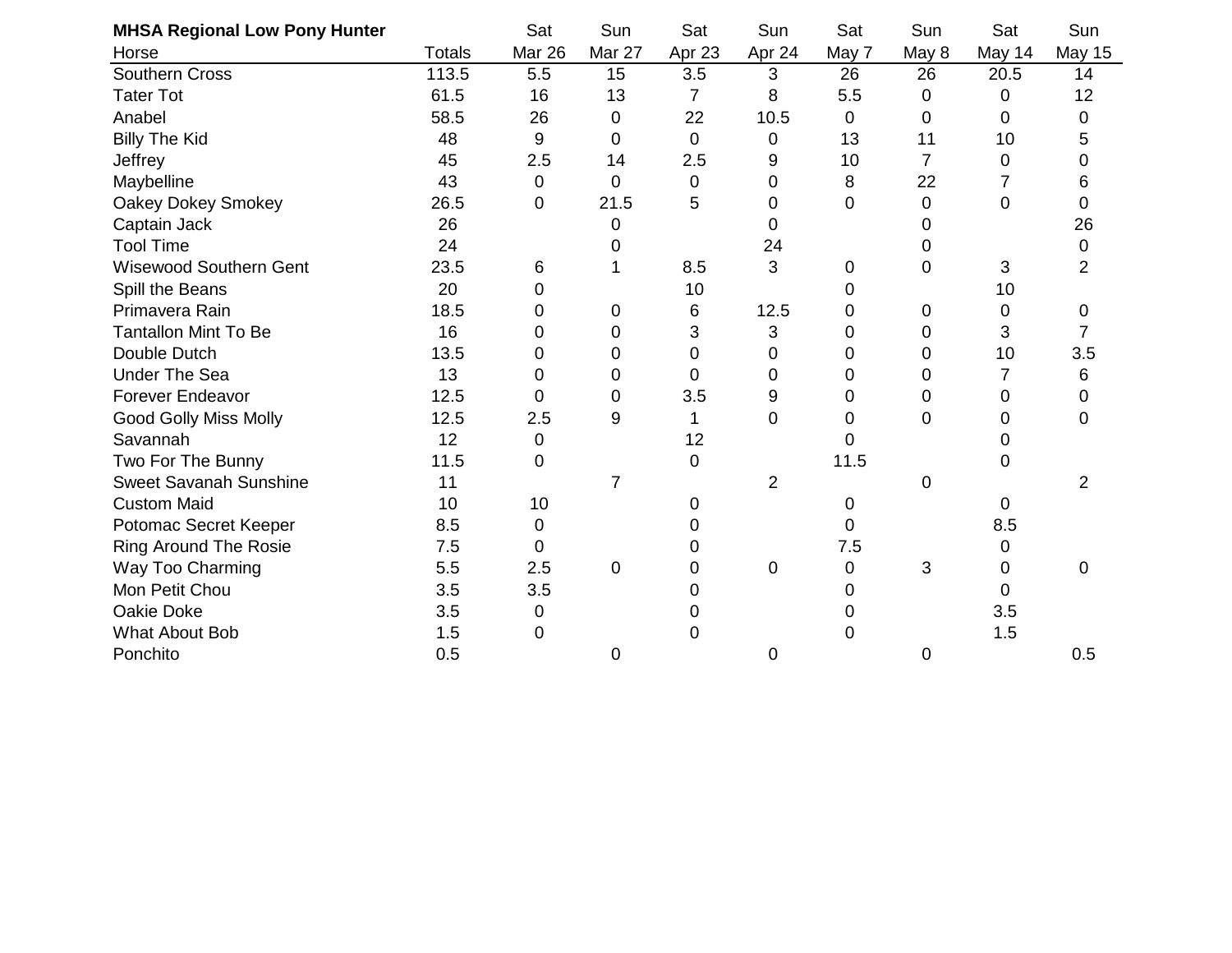| **MHSA Regional Low Pony Hunter** | | Sat | Sun | Sat | Sun | Sat | Sun | Sat | Sun |
|---|---|---|---|---|---|---|---|---|---|
| Horse | Totals | Mar 26 | Mar 27 | Apr 23 | Apr 24 | May 7 | May 8 | May 14 | May 15 |
| Southern Cross | 113.5 | 5.5 | 15 | 3.5 | 3 | 26 | 26 | 20.5 | 14 |
| Tater Tot | 61.5 | 16 | 13 | 7 | 8 | 5.5 | 0 | 0 | 12 |
| Anabel | 58.5 | 26 | 0 | 22 | 10.5 | 0 | 0 | 0 | 0 |
| Billy The Kid | 48 | 9 | 0 | 0 | 0 | 13 | 11 | 10 | 5 |
| Jeffrey | 45 | 2.5 | 14 | 2.5 | 9 | 10 | 7 | 0 | 0 |
| Maybelline | 43 | 0 | 0 | 0 | 0 | 8 | 22 | 7 | 6 |
| Oakey Dokey Smokey | 26.5 | 0 | 21.5 | 5 | 0 | 0 | 0 | 0 | 0 |
| Captain Jack | 26 | | 0 | | 0 | | 0 | | 26 |
| Tool Time | 24 | | 0 | | 24 | | 0 | | 0 |
| Wisewood Southern Gent | 23.5 | 6 | 1 | 8.5 | 3 | 0 | 0 | 3 | 2 |
| Spill the Beans | 20 | 0 | | 10 | | 0 | | 10 | |
| Primavera Rain | 18.5 | 0 | 0 | 6 | 12.5 | 0 | 0 | 0 | 0 |
| Tantallon Mint To Be | 16 | 0 | 0 | 3 | 3 | 0 | 0 | 3 | 7 |
| Double Dutch | 13.5 | 0 | 0 | 0 | 0 | 0 | 0 | 10 | 3.5 |
| Under The Sea | 13 | 0 | 0 | 0 | 0 | 0 | 0 | 7 | 6 |
| Forever Endeavor | 12.5 | 0 | 0 | 3.5 | 9 | 0 | 0 | 0 | 0 |
| Good Golly Miss Molly | 12.5 | 2.5 | 9 | 1 | 0 | 0 | 0 | 0 | 0 |
| Savannah | 12 | 0 | | 12 | | 0 | | 0 | |
| Two For The Bunny | 11.5 | 0 | | 0 | | 11.5 | | 0 | |
| Sweet Savanah Sunshine | 11 | | 7 | | 2 | | 0 | | 2 |
| Custom Maid | 10 | 10 | | 0 | | 0 | | 0 | |
| Potomac Secret Keeper | 8.5 | 0 | | 0 | | 0 | | 8.5 | |
| Ring Around The Rosie | 7.5 | 0 | | 0 | | 7.5 | | 0 | |
| Way Too Charming | 5.5 | 2.5 | 0 | 0 | 0 | 0 | 3 | 0 | 0 |
| Mon Petit Chou | 3.5 | 3.5 | | 0 | | 0 | | 0 | |
| Oakie Doke | 3.5 | 0 | | 0 | | 0 | | 3.5 | |
| What About Bob | 1.5 | 0 | | 0 | | 0 | | 1.5 | |
| Ponchito | 0.5 | | 0 | | 0 | | 0 | | 0.5 |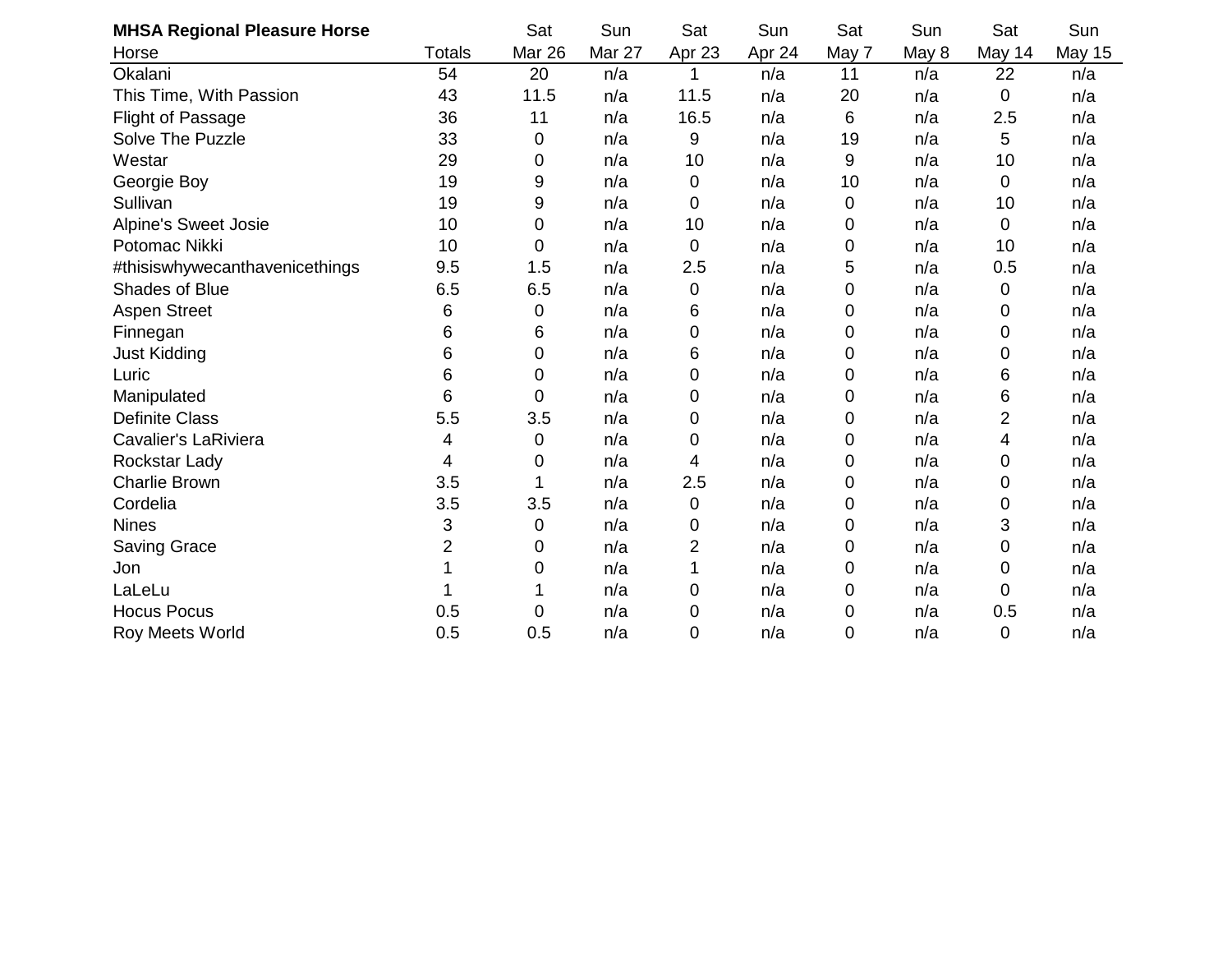| **MHSA Regional Pleasure Horse** | | Sat | Sun | Sat | Sun | Sat | Sun | Sat | Sun |
|---|---|---|---|---|---|---|---|---|---|
| Horse | Totals | Mar 26 | Mar 27 | Apr 23 | Apr 24 | May 7 | May 8 | May 14 | May 15 |
| Okalani | 54 | 20 | n/a | 1 | n/a | 11 | n/a | 22 | n/a |
| This Time, With Passion | 43 | 11.5 | n/a | 11.5 | n/a | 20 | n/a | 0 | n/a |
| Flight of Passage | 36 | 11 | n/a | 16.5 | n/a | 6 | n/a | 2.5 | n/a |
| Solve The Puzzle | 33 | 0 | n/a | 9 | n/a | 19 | n/a | 5 | n/a |
| Westar | 29 | 0 | n/a | 10 | n/a | 9 | n/a | 10 | n/a |
| Georgie Boy | 19 | 9 | n/a | 0 | n/a | 10 | n/a | 0 | n/a |
| Sullivan | 19 | 9 | n/a | 0 | n/a | 0 | n/a | 10 | n/a |
| Alpine's Sweet Josie | 10 | 0 | n/a | 10 | n/a | 0 | n/a | 0 | n/a |
| Potomac Nikki | 10 | 0 | n/a | 0 | n/a | 0 | n/a | 10 | n/a |
| #thisiswhywecanthavenicethings | 9.5 | 1.5 | n/a | 2.5 | n/a | 5 | n/a | 0.5 | n/a |
| Shades of Blue | 6.5 | 6.5 | n/a | 0 | n/a | 0 | n/a | 0 | n/a |
| Aspen Street | 6 | 0 | n/a | 6 | n/a | 0 | n/a | 0 | n/a |
| Finnegan | 6 | 6 | n/a | 0 | n/a | 0 | n/a | 0 | n/a |
| Just Kidding | 6 | 0 | n/a | 6 | n/a | 0 | n/a | 0 | n/a |
| Luric | 6 | 0 | n/a | 0 | n/a | 0 | n/a | 6 | n/a |
| Manipulated | 6 | 0 | n/a | 0 | n/a | 0 | n/a | 6 | n/a |
| Definite Class | 5.5 | 3.5 | n/a | 0 | n/a | 0 | n/a | 2 | n/a |
| Cavalier's LaRiviera | 4 | 0 | n/a | 0 | n/a | 0 | n/a | 4 | n/a |
| Rockstar Lady | 4 | 0 | n/a | 4 | n/a | 0 | n/a | 0 | n/a |
| Charlie Brown | 3.5 | 1 | n/a | 2.5 | n/a | 0 | n/a | 0 | n/a |
| Cordelia | 3.5 | 3.5 | n/a | 0 | n/a | 0 | n/a | 0 | n/a |
| Nines | 3 | 0 | n/a | 0 | n/a | 0 | n/a | 3 | n/a |
| Saving Grace | 2 | 0 | n/a | 2 | n/a | 0 | n/a | 0 | n/a |
| Jon | 1 | 0 | n/a | 1 | n/a | 0 | n/a | 0 | n/a |
| LaLeLu | 1 | 1 | n/a | 0 | n/a | 0 | n/a | 0 | n/a |
| Hocus Pocus | 0.5 | 0 | n/a | 0 | n/a | 0 | n/a | 0.5 | n/a |
| Roy Meets World | 0.5 | 0.5 | n/a | 0 | n/a | 0 | n/a | 0 | n/a |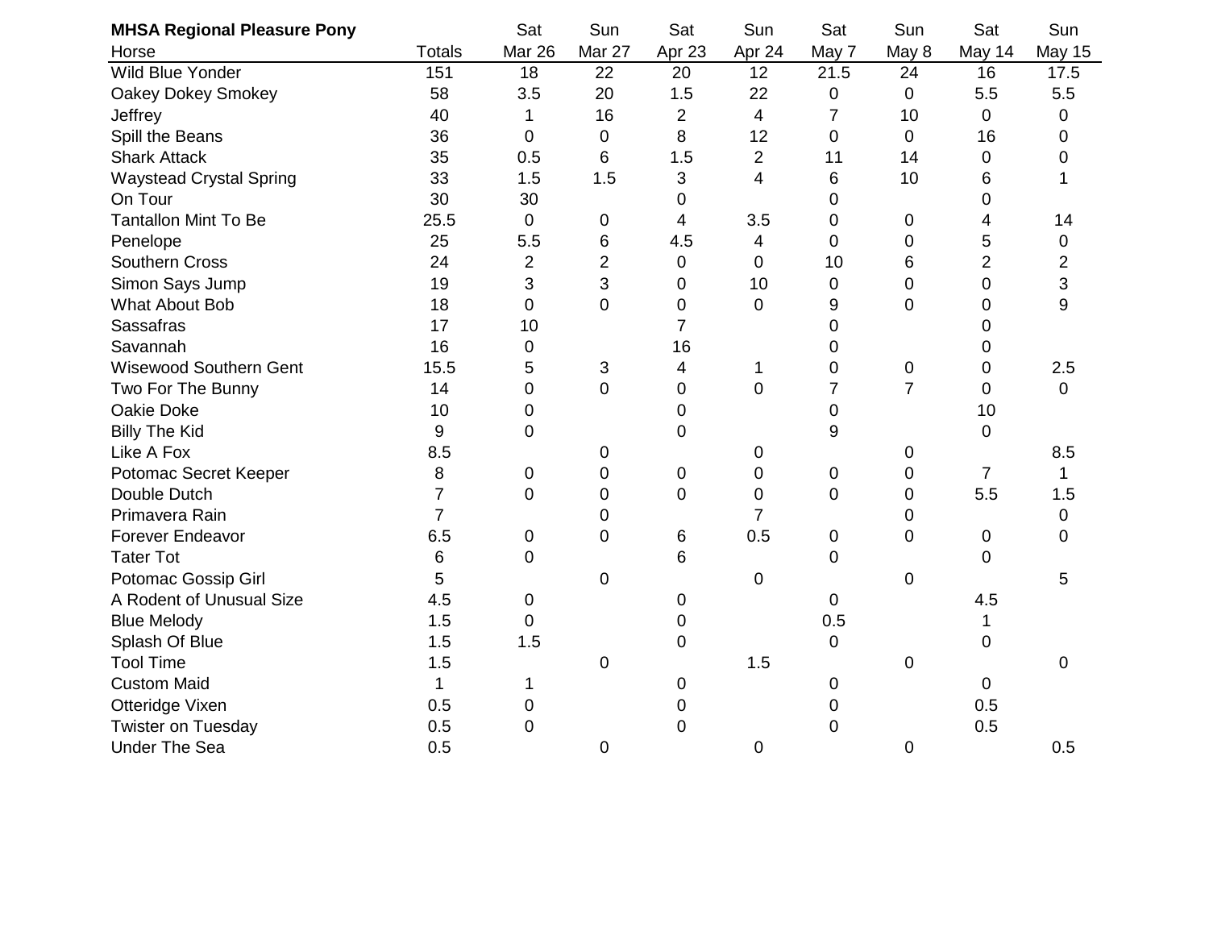| MHSA Regional Pleasure Pony | | Sat | Sun | Sat | Sun | Sat | Sun | Sat | Sun |
|---|---|---|---|---|---|---|---|---|---|
| Horse | Totals | Mar 26 | Mar 27 | Apr 23 | Apr 24 | May 7 | May 8 | May 14 | May 15 |
| Wild Blue Yonder | 151 | 18 | 22 | 20 | 12 | 21.5 | 24 | 16 | 17.5 |
| Oakey Dokey Smokey | 58 | 3.5 | 20 | 1.5 | 22 | 0 | 0 | 5.5 | 5.5 |
| Jeffrey | 40 | 1 | 16 | 2 | 4 | 7 | 10 | 0 | 0 |
| Spill the Beans | 36 | 0 | 0 | 8 | 12 | 0 | 0 | 16 | 0 |
| Shark Attack | 35 | 0.5 | 6 | 1.5 | 2 | 11 | 14 | 0 | 0 |
| Waystead Crystal Spring | 33 | 1.5 | 1.5 | 3 | 4 | 6 | 10 | 6 | 1 |
| On Tour | 30 | 30 | | 0 | | 0 | | 0 | |
| Tantallon Mint To Be | 25.5 | 0 | 0 | 4 | 3.5 | 0 | 0 | 4 | 14 |
| Penelope | 25 | 5.5 | 6 | 4.5 | 4 | 0 | 0 | 5 | 0 |
| Southern Cross | 24 | 2 | 2 | 0 | 0 | 10 | 6 | 2 | 2 |
| Simon Says Jump | 19 | 3 | 3 | 0 | 10 | 0 | 0 | 0 | 3 |
| What About Bob | 18 | 0 | 0 | 0 | 0 | 9 | 0 | 0 | 9 |
| Sassafras | 17 | 10 | | 7 | | 0 | | 0 | |
| Savannah | 16 | 0 | | 16 | | 0 | | 0 | |
| Wisewood Southern Gent | 15.5 | 5 | 3 | 4 | 1 | 0 | 0 | 0 | 2.5 |
| Two For The Bunny | 14 | 0 | 0 | 0 | 0 | 7 | 7 | 0 | 0 |
| Oakie Doke | 10 | 0 | | 0 | | 0 | | 10 | |
| Billy The Kid | 9 | 0 | | 0 | | 9 | | 0 | |
| Like A Fox | 8.5 | | 0 | | 0 | | 0 | | 8.5 |
| Potomac Secret Keeper | 8 | 0 | 0 | 0 | 0 | 0 | 0 | 7 | 1 |
| Double Dutch | 7 | 0 | 0 | 0 | 0 | 0 | 0 | 5.5 | 1.5 |
| Primavera Rain | 7 | | 0 | | 7 | | 0 | | 0 |
| Forever Endeavor | 6.5 | 0 | 0 | 6 | 0.5 | 0 | 0 | 0 | 0 |
| Tater Tot | 6 | 0 | | 6 | | 0 | | 0 | |
| Potomac Gossip Girl | 5 | | 0 | | 0 | | 0 | | 5 |
| A Rodent of Unusual Size | 4.5 | 0 | | 0 | | 0 | | 4.5 | |
| Blue Melody | 1.5 | 0 | | 0 | | 0.5 | | 1 | |
| Splash Of Blue | 1.5 | 1.5 | | 0 | | 0 | | 0 | |
| Tool Time | 1.5 | | 0 | | 1.5 | | 0 | | 0 |
| Custom Maid | 1 | 1 | | 0 | | 0 | | 0 | |
| Otteridge Vixen | 0.5 | 0 | | 0 | | 0 | | 0.5 | |
| Twister on Tuesday | 0.5 | 0 | | 0 | | 0 | | 0.5 | |
| Under The Sea | 0.5 | | 0 | | 0 | | 0 | | 0.5 |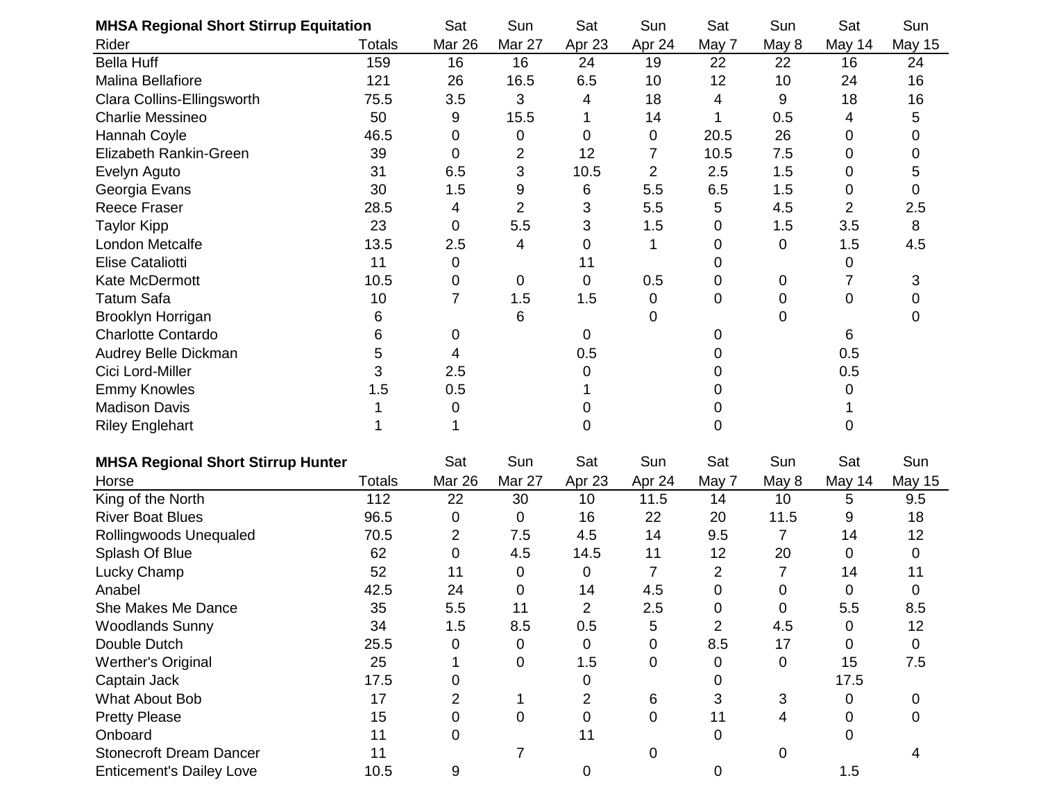| MHSA Regional Short Stirrup Equitation | | Sat | Sun | Sat | Sun | Sat | Sun | Sat | Sun |
|---|---|---|---|---|---|---|---|---|---|
| Rider | Totals | Mar 26 | Mar 27 | Apr 23 | Apr 24 | May 7 | May 8 | May 14 | May 15 |
| Bella Huff | 159 | 16 | 16 | 24 | 19 | 22 | 22 | 16 | 24 |
| Malina Bellafiore | 121 | 26 | 16.5 | 6.5 | 10 | 12 | 10 | 24 | 16 |
| Clara Collins-Ellingsworth | 75.5 | 3.5 | 3 | 4 | 18 | 4 | 9 | 18 | 16 |
| Charlie Messineo | 50 | 9 | 15.5 | 1 | 14 | 1 | 0.5 | 4 | 5 |
| Hannah Coyle | 46.5 | 0 | 0 | 0 | 0 | 20.5 | 26 | 0 | 0 |
| Elizabeth Rankin-Green | 39 | 0 | 2 | 12 | 7 | 10.5 | 7.5 | 0 | 0 |
| Evelyn Aguto | 31 | 6.5 | 3 | 10.5 | 2 | 2.5 | 1.5 | 0 | 5 |
| Georgia Evans | 30 | 1.5 | 9 | 6 | 5.5 | 6.5 | 1.5 | 0 | 0 |
| Reece Fraser | 28.5 | 4 | 2 | 3 | 5.5 | 5 | 4.5 | 2 | 2.5 |
| Taylor Kipp | 23 | 0 | 5.5 | 3 | 1.5 | 0 | 1.5 | 3.5 | 8 |
| London Metcalfe | 13.5 | 2.5 | 4 | 0 | 1 | 0 | 0 | 1.5 | 4.5 |
| Elise Cataliotti | 11 | 0 | | 11 | | 0 | | 0 | |
| Kate McDermott | 10.5 | 0 | 0 | 0 | 0.5 | 0 | 0 | 7 | 3 |
| Tatum Safa | 10 | 7 | 1.5 | 1.5 | 0 | 0 | 0 | 0 | 0 |
| Brooklyn Horrigan | 6 | | 6 | | 0 | | 0 | | 0 |
| Charlotte Contardo | 6 | 0 | | 0 | | 0 | | 6 | |
| Audrey Belle Dickman | 5 | 4 | | 0.5 | | 0 | | 0.5 | |
| Cici Lord-Miller | 3 | 2.5 | | 0 | | 0 | | 0.5 | |
| Emmy Knowles | 1.5 | 0.5 | | 1 | | 0 | | 0 | |
| Madison Davis | 1 | 0 | | 0 | | 0 | | 1 | |
| Riley Englehart | 1 | 1 | | 0 | | 0 | | 0 | |

| MHSA Regional Short Stirrup Hunter | | Sat | Sun | Sat | Sun | Sat | Sun | Sat | Sun |
|---|---|---|---|---|---|---|---|---|---|
| Horse | Totals | Mar 26 | Mar 27 | Apr 23 | Apr 24 | May 7 | May 8 | May 14 | May 15 |
| King of the North | 112 | 22 | 30 | 10 | 11.5 | 14 | 10 | 5 | 9.5 |
| River Boat Blues | 96.5 | 0 | 0 | 16 | 22 | 20 | 11.5 | 9 | 18 |
| Rollingwoods Unequaled | 70.5 | 2 | 7.5 | 4.5 | 14 | 9.5 | 7 | 14 | 12 |
| Splash Of Blue | 62 | 0 | 4.5 | 14.5 | 11 | 12 | 20 | 0 | 0 |
| Lucky Champ | 52 | 11 | 0 | 0 | 7 | 2 | 7 | 14 | 11 |
| Anabel | 42.5 | 24 | 0 | 14 | 4.5 | 0 | 0 | 0 | 0 |
| She Makes Me Dance | 35 | 5.5 | 11 | 2 | 2.5 | 0 | 0 | 5.5 | 8.5 |
| Woodlands Sunny | 34 | 1.5 | 8.5 | 0.5 | 5 | 2 | 4.5 | 0 | 12 |
| Double Dutch | 25.5 | 0 | 0 | 0 | 0 | 8.5 | 17 | 0 | 0 |
| Werther's Original | 25 | 1 | 0 | 1.5 | 0 | 0 | 0 | 15 | 7.5 |
| Captain Jack | 17.5 | 0 | | 0 | | 0 | | 17.5 | |
| What About Bob | 17 | 2 | 1 | 2 | 6 | 3 | 3 | 0 | 0 |
| Pretty Please | 15 | 0 | 0 | 0 | 0 | 11 | 4 | 0 | 0 |
| Onboard | 11 | 0 | | 11 | | 0 | | 0 | |
| Stonecroft Dream Dancer | 11 | | 7 | | 0 | | 0 | | 4 |
| Enticement's Dailey Love | 10.5 | 9 | | 0 | | 0 | | 1.5 | |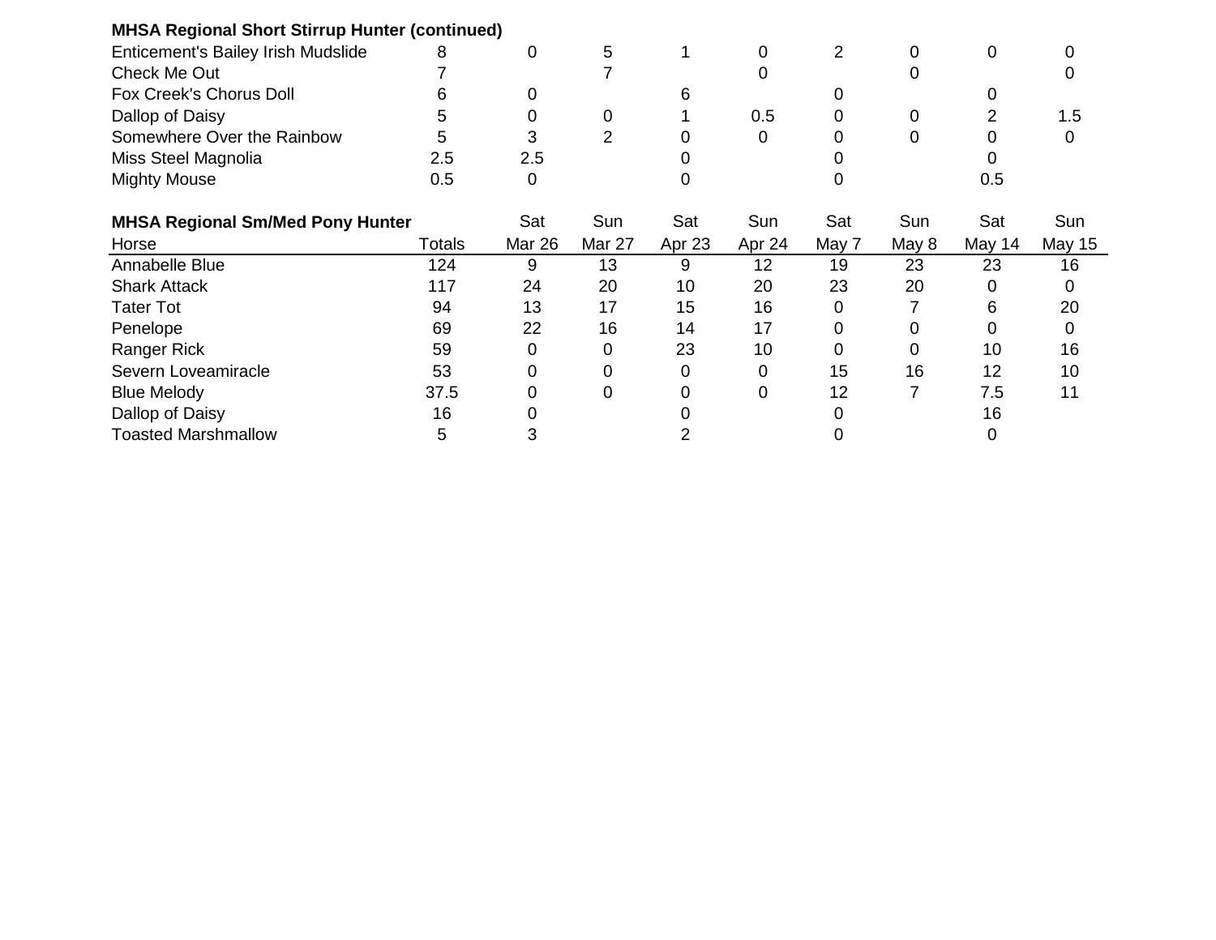**MHSA Regional Short Stirrup Hunter (continued)**

| | | | | | | | | | |
|---|---|---|---|---|---|---|---|---|---|
| Enticement's Bailey Irish Mudslide | 8 | 0 | 5 | 1 | 0 | 2 | 0 | 0 | 0 |
| Check Me Out | 7 | | 7 | | 0 | | 0 | | 0 |
| Fox Creek's Chorus Doll | 6 | 0 | | 6 | | 0 | | 0 | |
| Dallop of Daisy | 5 | 0 | 0 | 1 | 0.5 | 0 | 0 | 2 | 1.5 |
| Somewhere Over the Rainbow | 5 | 3 | 2 | 0 | 0 | 0 | 0 | 0 | 0 |
| Miss Steel Magnolia | 2.5 | 2.5 | | 0 | | 0 | | 0 | |
| Mighty Mouse | 0.5 | 0 | | 0 | | 0 | | 0.5 | |

**MHSA Regional Sm/Med Pony Hunter**

| Horse | Totals | Sat Mar 26 | Sun Mar 27 | Sat Apr 23 | Sun Apr 24 | Sat May 7 | Sun May 8 | Sat May 14 | Sun May 15 |
|---|---|---|---|---|---|---|---|---|---|
| Annabelle Blue | 124 | 9 | 13 | 9 | 12 | 19 | 23 | 23 | 16 |
| Shark Attack | 117 | 24 | 20 | 10 | 20 | 23 | 20 | 0 | 0 |
| Tater Tot | 94 | 13 | 17 | 15 | 16 | 0 | 7 | 6 | 20 |
| Penelope | 69 | 22 | 16 | 14 | 17 | 0 | 0 | 0 | 0 |
| Ranger Rick | 59 | 0 | 0 | 23 | 10 | 0 | 0 | 10 | 16 |
| Severn Loveamiracle | 53 | 0 | 0 | 0 | 0 | 15 | 16 | 12 | 10 |
| Blue Melody | 37.5 | 0 | 0 | 0 | 0 | 12 | 7 | 7.5 | 11 |
| Dallop of Daisy | 16 | 0 | | 0 | | 0 | | 16 | |
| Toasted Marshmallow | 5 | 3 | | 2 | | 0 | | 0 | |